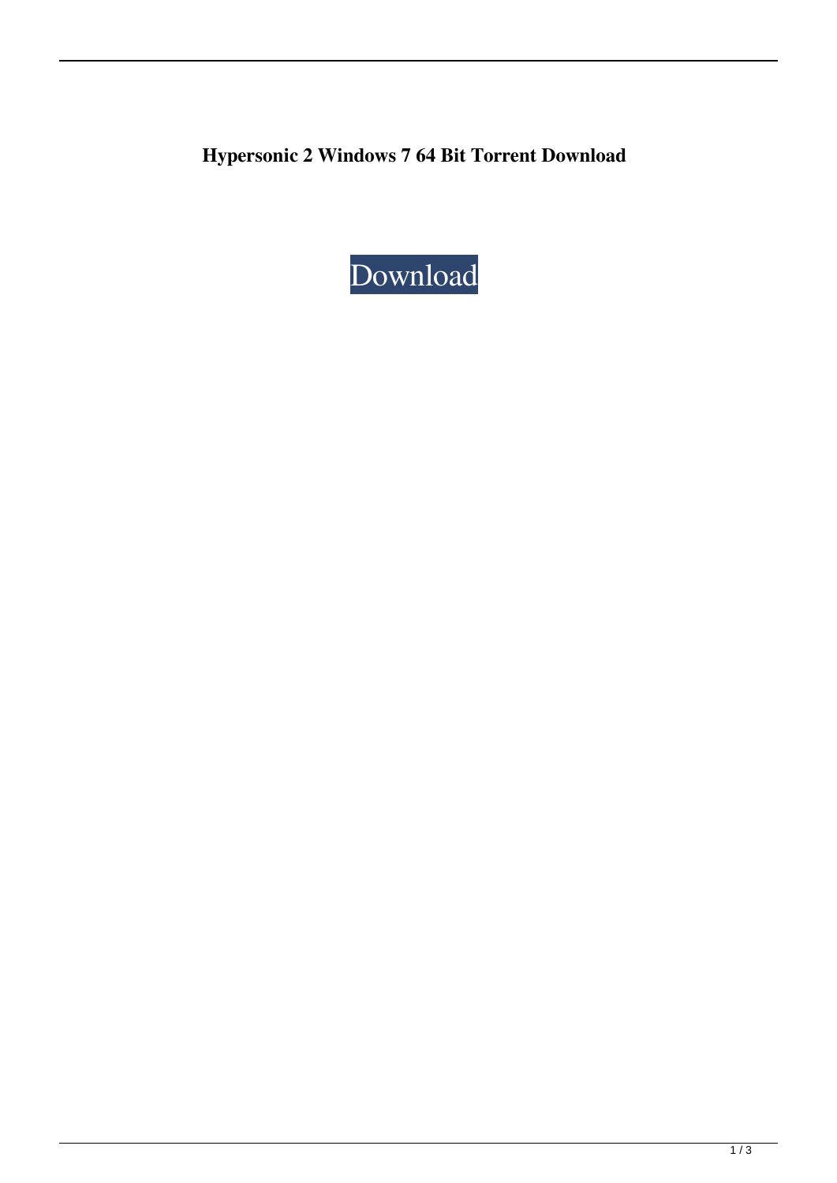**Hypersonic 2 Windows 7 64 Bit Torrent Download**

Download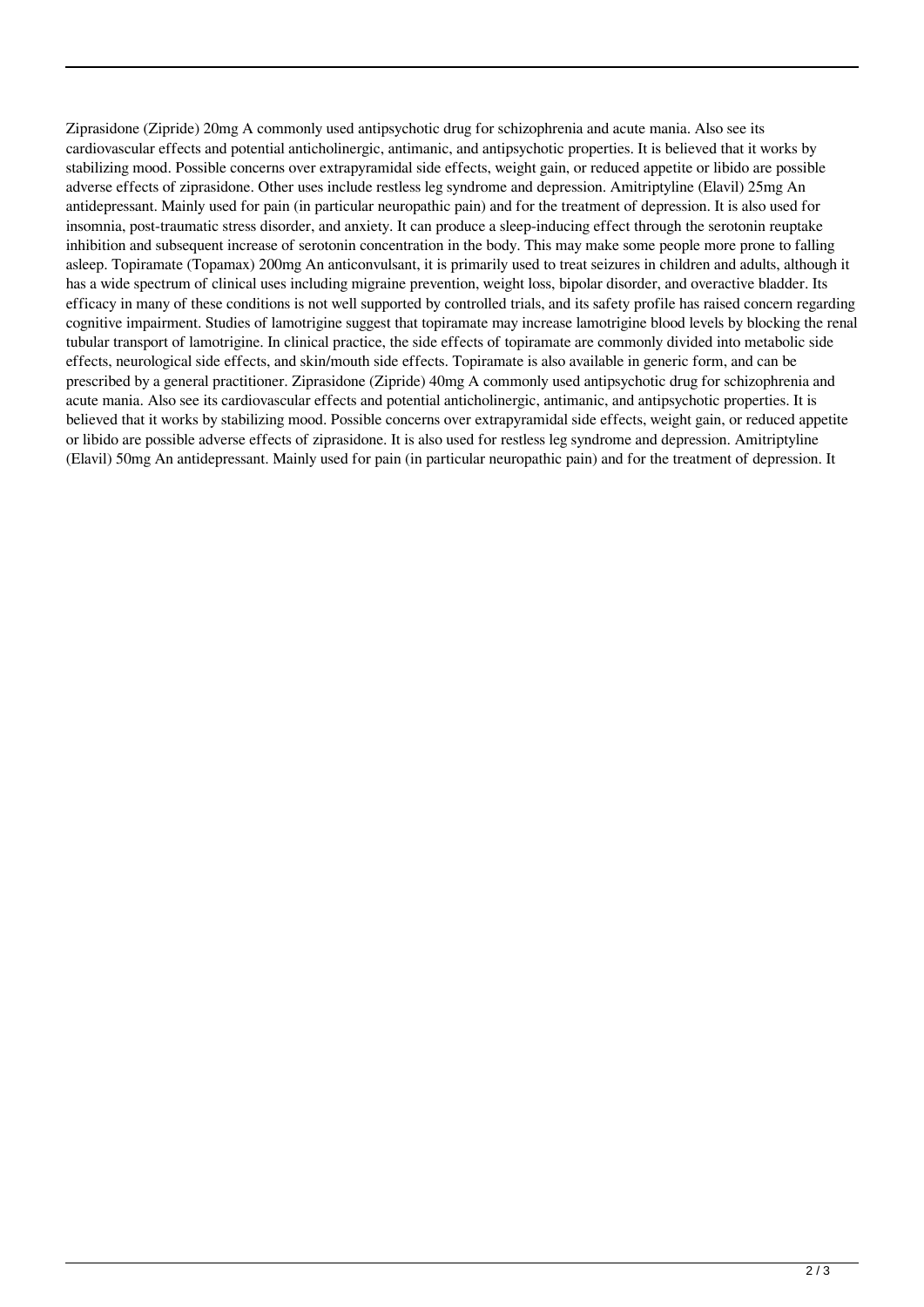Ziprasidone (Zipride) 20mg A commonly used antipsychotic drug for schizophrenia and acute mania. Also see its cardiovascular effects and potential anticholinergic, antimanic, and antipsychotic properties. It is believed that it works by stabilizing mood. Possible concerns over extrapyramidal side effects, weight gain, or reduced appetite or libido are possible adverse effects of ziprasidone. Other uses include restless leg syndrome and depression. Amitriptyline (Elavil) 25mg An antidepressant. Mainly used for pain (in particular neuropathic pain) and for the treatment of depression. It is also used for insomnia, post-traumatic stress disorder, and anxiety. It can produce a sleep-inducing effect through the serotonin reuptake inhibition and subsequent increase of serotonin concentration in the body. This may make some people more prone to falling asleep. Topiramate (Topamax) 200mg An anticonvulsant, it is primarily used to treat seizures in children and adults, although it has a wide spectrum of clinical uses including migraine prevention, weight loss, bipolar disorder, and overactive bladder. Its efficacy in many of these conditions is not well supported by controlled trials, and its safety profile has raised concern regarding cognitive impairment. Studies of lamotrigine suggest that topiramate may increase lamotrigine blood levels by blocking the renal tubular transport of lamotrigine. In clinical practice, the side effects of topiramate are commonly divided into metabolic side effects, neurological side effects, and skin/mouth side effects. Topiramate is also available in generic form, and can be prescribed by a general practitioner. Ziprasidone (Zipride) 40mg A commonly used antipsychotic drug for schizophrenia and acute mania. Also see its cardiovascular effects and potential anticholinergic, antimanic, and antipsychotic properties. It is believed that it works by stabilizing mood. Possible concerns over extrapyramidal side effects, weight gain, or reduced appetite or libido are possible adverse effects of ziprasidone. It is also used for restless leg syndrome and depression. Amitriptyline (Elavil) 50mg An antidepressant. Mainly used for pain (in particular neuropathic pain) and for the treatment of depression. It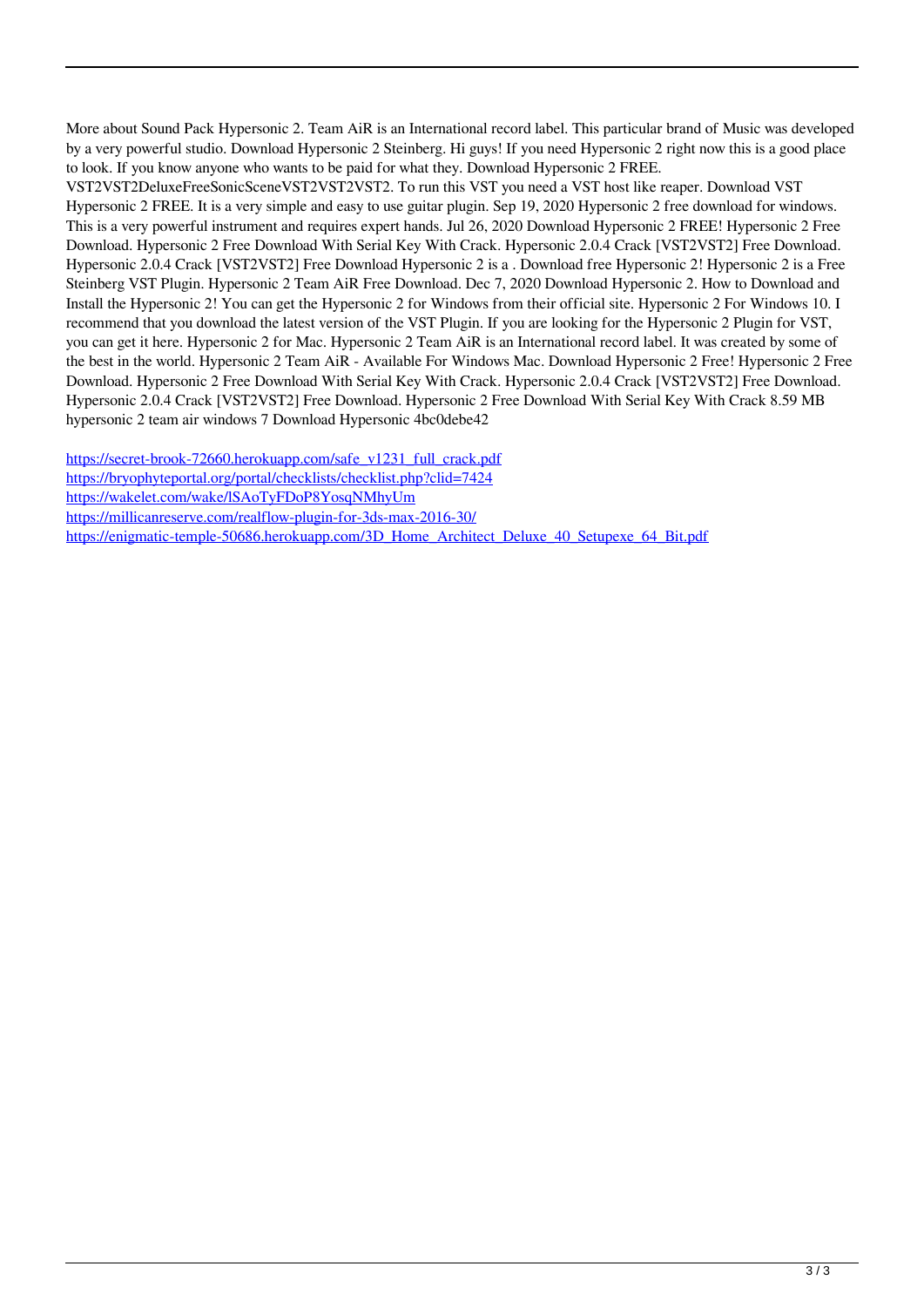More about Sound Pack Hypersonic 2. Team AiR is an International record label. This particular brand of Music was developed by a very powerful studio. Download Hypersonic 2 Steinberg. Hi guys! If you need Hypersonic 2 right now this is a good place to look. If you know anyone who wants to be paid for what they. Download Hypersonic 2 FREE. VST2VST2DeluxeFreeSonicSceneVST2VST2VST2. To run this VST you need a VST host like reaper. Download VST Hypersonic 2 FREE. It is a very simple and easy to use guitar plugin. Sep 19, 2020 Hypersonic 2 free download for windows. This is a very powerful instrument and requires expert hands. Jul 26, 2020 Download Hypersonic 2 FREE! Hypersonic 2 Free Download. Hypersonic 2 Free Download With Serial Key With Crack. Hypersonic 2.0.4 Crack [VST2VST2] Free Download. Hypersonic 2.0.4 Crack [VST2VST2] Free Download Hypersonic 2 is a . Download free Hypersonic 2! Hypersonic 2 is a Free Steinberg VST Plugin. Hypersonic 2 Team AiR Free Download. Dec 7, 2020 Download Hypersonic 2. How to Download and Install the Hypersonic 2! You can get the Hypersonic 2 for Windows from their official site. Hypersonic 2 For Windows 10. I recommend that you download the latest version of the VST Plugin. If you are looking for the Hypersonic 2 Plugin for VST, you can get it here. Hypersonic 2 for Mac. Hypersonic 2 Team AiR is an International record label. It was created by some of the best in the world. Hypersonic 2 Team AiR - Available For Windows Mac. Download Hypersonic 2 Free! Hypersonic 2 Free Download. Hypersonic 2 Free Download With Serial Key With Crack. Hypersonic 2.0.4 Crack [VST2VST2] Free Download. Hypersonic 2.0.4 Crack [VST2VST2] Free Download. Hypersonic 2 Free Download With Serial Key With Crack 8.59 MB hypersonic 2 team air windows 7 Download Hypersonic 4bc0debe42

https://secret-brook-72660.herokuapp.com/safe_v1231_full_crack.pdf
https://bryophyteportal.org/portal/checklists/checklist.php?clid=7424
https://wakelet.com/wake/lSAoTyFDoP8YosqNMhyUm
https://millicanreserve.com/realflow-plugin-for-3ds-max-2016-30/
https://enigmatic-temple-50686.herokuapp.com/3D_Home_Architect_Deluxe_40_Setupexe_64_Bit.pdf